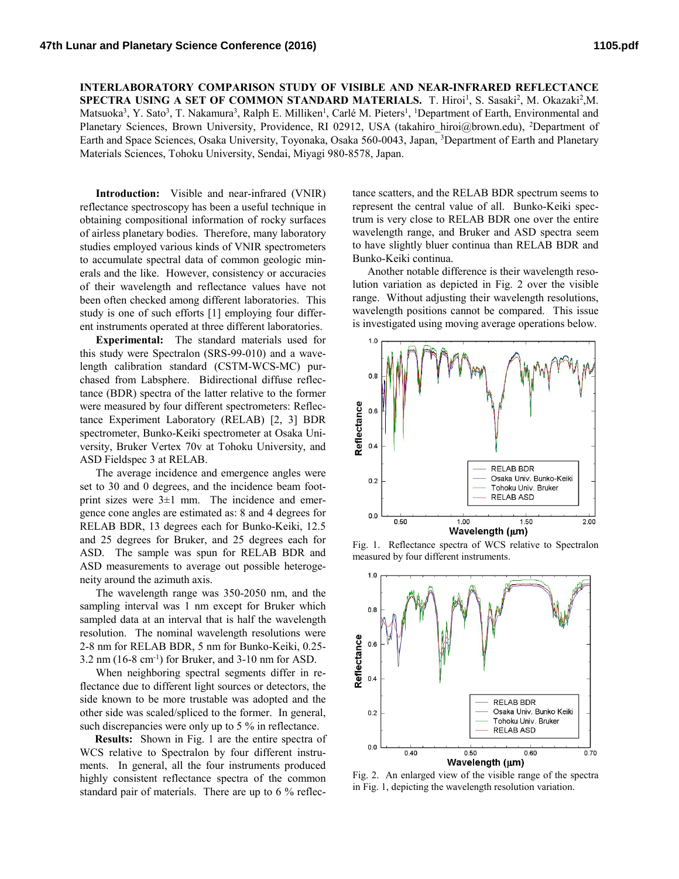# INTERLABORATORY COMPARISON STUDY OF VISIBLE AND NEAR-INFRARED REFLECTANCE SPECTRA USING A SET OF COMMON STANDARD MATERIALS.

T. Hiroi[1], S. Sasaki[2], M. Okazaki[2], M. Matsuoka[3], Y. Sato[3], T. Nakamura[3], Ralph E. Milliken[1], Carlé M. Pieters[1], [1]Department of Earth, Environmental and Planetary Sciences, Brown University, Providence, RI 02912, USA (takahiro_hiroi@brown.edu), [2]Department of Earth and Space Sciences, Osaka University, Toyonaka, Osaka 560-0043, Japan, [3]Department of Earth and Planetary Materials Sciences, Tohoku University, Sendai, Miyagi 980-8578, Japan.

**Introduction:** Visible and near-infrared (VNIR) reflectance spectroscopy has been a useful technique in obtaining compositional information of rocky surfaces of airless planetary bodies. Therefore, many laboratory studies employed various kinds of VNIR spectrometers to accumulate spectral data of common geologic minerals and the like. However, consistency or accuracies of their wavelength and reflectance values have not been often checked among different laboratories. This study is one of such efforts [1] employing four different instruments operated at three different laboratories.

**Experimental:** The standard materials used for this study were Spectralon (SRS-99-010) and a wavelength calibration standard (CSTM-WCS-MC) purchased from Labsphere. Bidirectional diffuse reflectance (BDR) spectra of the latter relative to the former were measured by four different spectrometers: Reflectance Experiment Laboratory (RELAB) [2, 3] BDR spectrometer, Bunko-Keiki spectrometer at Osaka University, Bruker Vertex 70v at Tohoku University, and ASD Fieldspec 3 at RELAB.

The average incidence and emergence angles were set to 30 and 0 degrees, and the incidence beam footprint sizes were 3±1 mm. The incidence and emergence cone angles are estimated as: 8 and 4 degrees for RELAB BDR, 13 degrees each for Bunko-Keiki, 12.5 and 25 degrees for Bruker, and 25 degrees each for ASD. The sample was spun for RELAB BDR and ASD measurements to average out possible heterogeneity around the azimuth axis.

The wavelength range was 350-2050 nm, and the sampling interval was 1 nm except for Bruker which sampled data at an interval that is half the wavelength resolution. The nominal wavelength resolutions were 2-8 nm for RELAB BDR, 5 nm for Bunko-Keiki, 0.25-3.2 nm (16-8 $cm^{-1}$) for Bruker, and 3-10 nm for ASD.

When neighboring spectral segments differ in reflectance due to different light sources or detectors, the side known to be more trustable was adopted and the other side was scaled/spliced to the former. In general, such discrepancies were only up to 5 % in reflectance.

**Results:** Shown in Fig. 1 are the entire spectra of WCS relative to Spectralon by four different instruments. In general, all the four instruments produced highly consistent reflectance spectra of the common standard pair of materials. There are up to 6 % reflectance scatters, and the RELAB BDR spectrum seems to represent the central value of all. Bunko-Keiki spectrum is very close to RELAB BDR one over the entire wavelength range, and Bruker and ASD spectra seem to have slightly bluer continua than RELAB BDR and Bunko-Keiki continua.

Another notable difference is their wavelength resolution variation as depicted in Fig. 2 over the visible range. Without adjusting their wavelength resolutions, wavelength positions cannot be compared. This issue is investigated using moving average operations below.

Fig. 1. Reflectance spectra of WCS relative to Spectralon measured by four different instruments.

Fig. 2. An enlarged view of the visible range of the spectra in Fig. 1, depicting the wavelength resolution variation.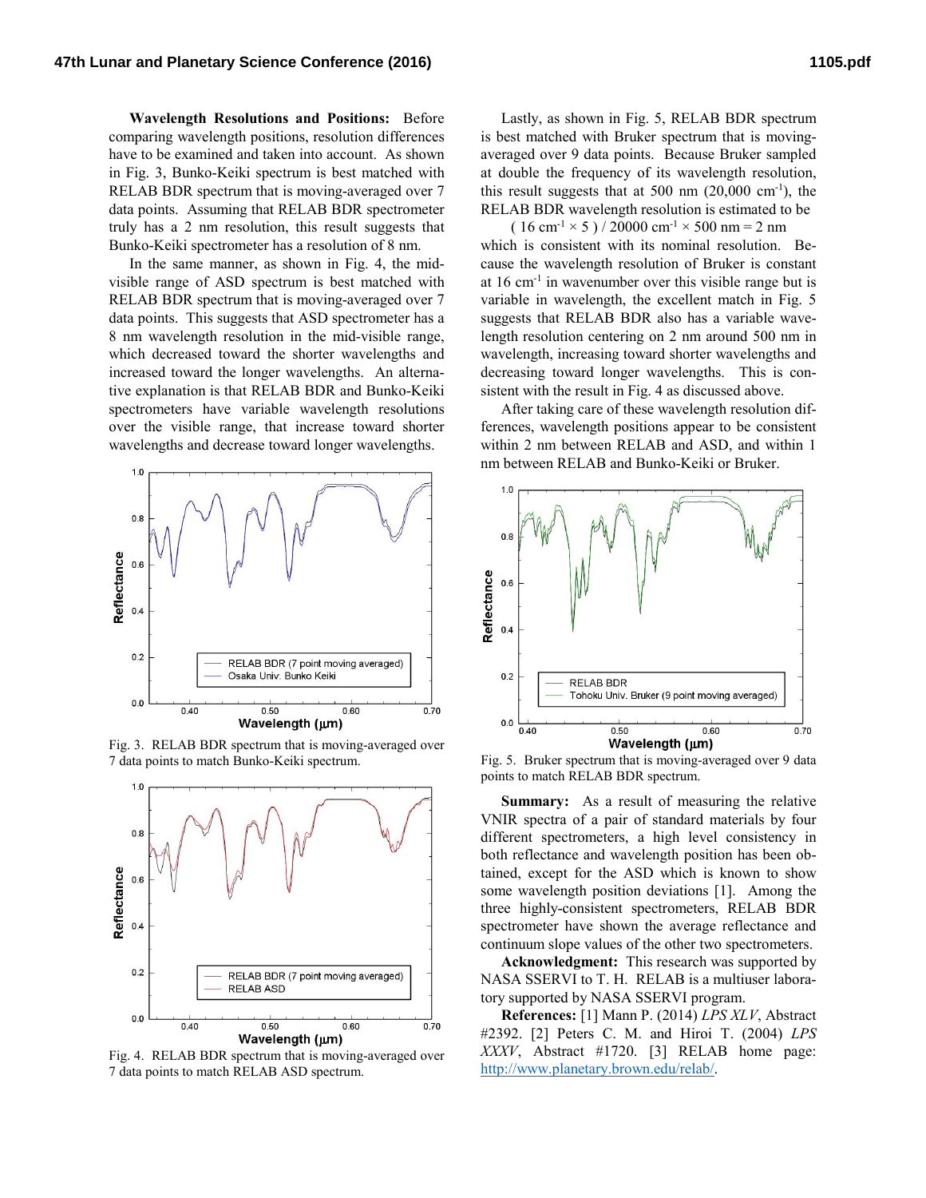**Wavelength Resolutions and Positions:** Before comparing wavelength positions, resolution differences have to be examined and taken into account. As shown in Fig. 3, Bunko-Keiki spectrum is best matched with RELAB BDR spectrum that is moving-averaged over 7 data points. Assuming that RELAB BDR spectrometer truly has a 2 nm resolution, this result suggests that Bunko-Keiki spectrometer has a resolution of 8 nm.

In the same manner, as shown in Fig. 4, the mid-visible range of ASD spectrum is best matched with RELAB BDR spectrum that is moving-averaged over 7 data points. This suggests that ASD spectrometer has a 8 nm wavelength resolution in the mid-visible range, which decreased toward the shorter wavelengths and increased toward the longer wavelengths. An alternative explanation is that RELAB BDR and Bunko-Keiki spectrometers have variable wavelength resolutions over the visible range, that increase toward shorter wavelengths and decrease toward longer wavelengths.

1.0
0.8
0.6
0.4
0.2
0.0
Reflectance
0.40
0.50
0.60
0.70
Wavelength (μm)
RELAB BDR (7 point moving averaged)
Osaka Univ. Bunko Keiki

Fig. 3. RELAB BDR spectrum that is moving-averaged over 7 data points to match Bunko-Keiki spectrum.

1.0
0.8
0.6
0.4
0.2
0.0
Reflectance
0.40
0.50
0.60
0.70
Wavelength (μm)
RELAB BDR (7 point moving averaged)
RELAB ASD

Fig. 4. RELAB BDR spectrum that is moving-averaged over 7 data points to match RELAB ASD spectrum.

Lastly, as shown in Fig. 5, RELAB BDR spectrum is best matched with Bruker spectrum that is moving-averaged over 9 data points. Because Bruker sampled at double the frequency of its wavelength resolution, this result suggests that at 500 nm (20,000 $cm^{-1}$), the RELAB BDR wavelength resolution is estimated to be

$$( 16\ cm^{-1} \times 5 ) / 20000\ cm^{-1} \times 500\ nm = 2\ nm$$

which is consistent with its nominal resolution. Because the wavelength resolution of Bruker is constant at 16 $cm^{-1}$ in wavenumber over this visible range but is variable in wavelength, the excellent match in Fig. 5 suggests that RELAB BDR also has a variable wavelength resolution centering on 2 nm around 500 nm in wavelength, increasing toward shorter wavelengths and decreasing toward longer wavelengths. This is consistent with the result in Fig. 4 as discussed above.

After taking care of these wavelength resolution differences, wavelength positions appear to be consistent within 2 nm between RELAB and ASD, and within 1 nm between RELAB and Bunko-Keiki or Bruker.

1.0
0.8
0.6
0.4
0.2
0.0
Reflectance
0.40
0.50
0.60
0.70
Wavelength (μm)
RELAB BDR
Tohoku Univ. Bruker (9 point moving averaged)

Fig. 5. Bruker spectrum that is moving-averaged over 9 data points to match RELAB BDR spectrum.

**Summary:** As a result of measuring the relative VNIR spectra of a pair of standard materials by four different spectrometers, a high level consistency in both reflectance and wavelength position has been obtained, except for the ASD which is known to show some wavelength position deviations [1]. Among the three highly-consistent spectrometers, RELAB BDR spectrometer have shown the average reflectance and continuum slope values of the other two spectrometers.

**Acknowledgment:** This research was supported by NASA SSERVI to T. H. RELAB is a multiuser laboratory supported by NASA SSERVI program.

**References:** [1] Mann P. (2014) *LPS XLV*, Abstract #2392. [2] Peters C. M. and Hiroi T. (2004) *LPS XXXV*, Abstract #1720. [3] RELAB home page: http://www.planetary.brown.edu/relab/.